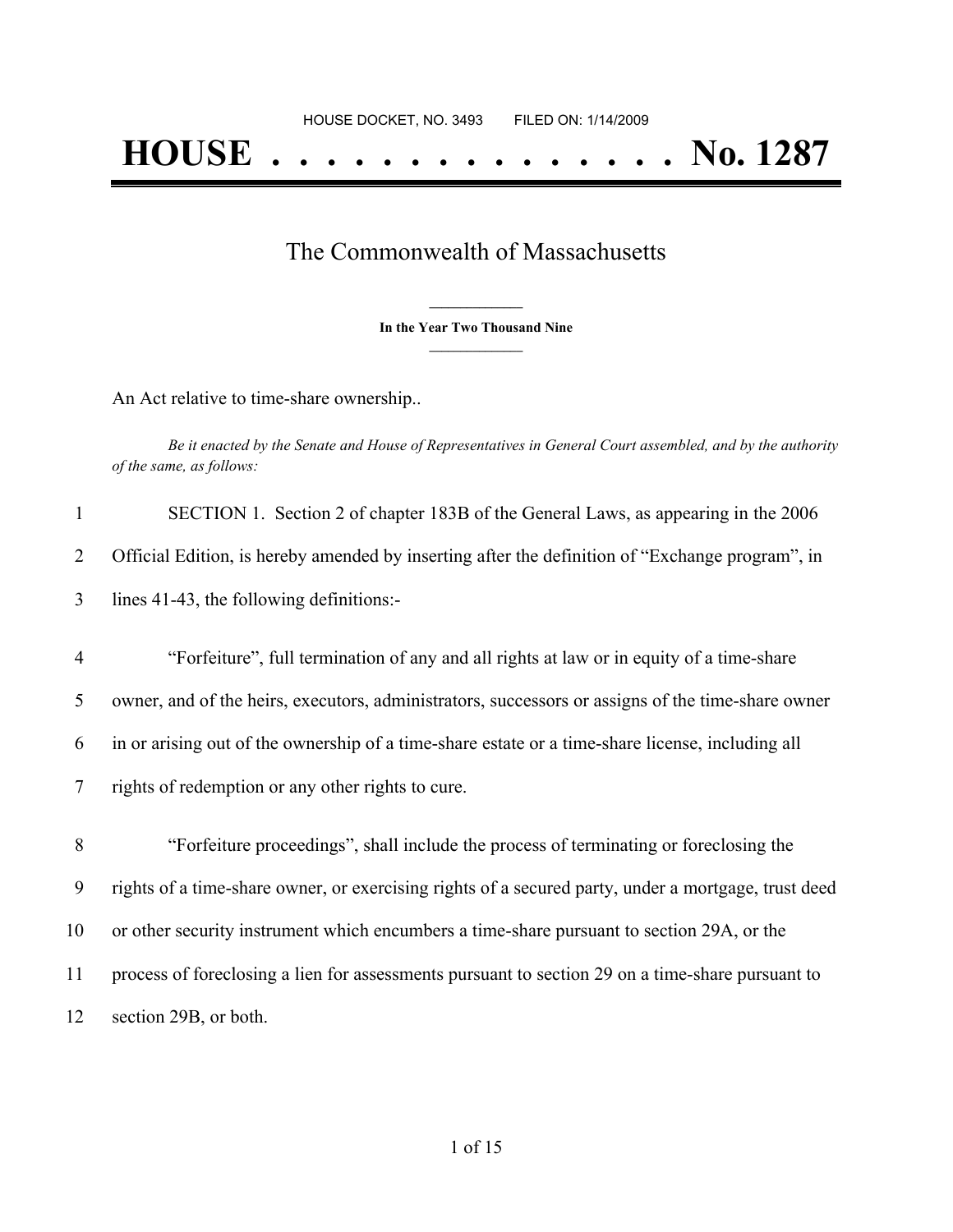HOUSE DOCKET, NO. 3493        FILED ON: 1/14/2009

# HOUSE . . . . . . . . . . . . . . . No. 1287

## The Commonwealth of Massachusetts

**In the Year Two Thousand Nine**

An Act relative to time-share ownership..

*Be it enacted by the Senate and House of Representatives in General Court assembled, and by the authority of the same, as follows:*

SECTION 1. Section 2 of chapter 183B of the General Laws, as appearing in the 2006 Official Edition, is hereby amended by inserting after the definition of "Exchange program", in lines 41-43, the following definitions:-

"Forfeiture", full termination of any and all rights at law or in equity of a time-share owner, and of the heirs, executors, administrators, successors or assigns of the time-share owner in or arising out of the ownership of a time-share estate or a time-share license, including all rights of redemption or any other rights to cure.

"Forfeiture proceedings", shall include the process of terminating or foreclosing the rights of a time-share owner, or exercising rights of a secured party, under a mortgage, trust deed or other security instrument which encumbers a time-share pursuant to section 29A, or the process of foreclosing a lien for assessments pursuant to section 29 on a time-share pursuant to section 29B, or both.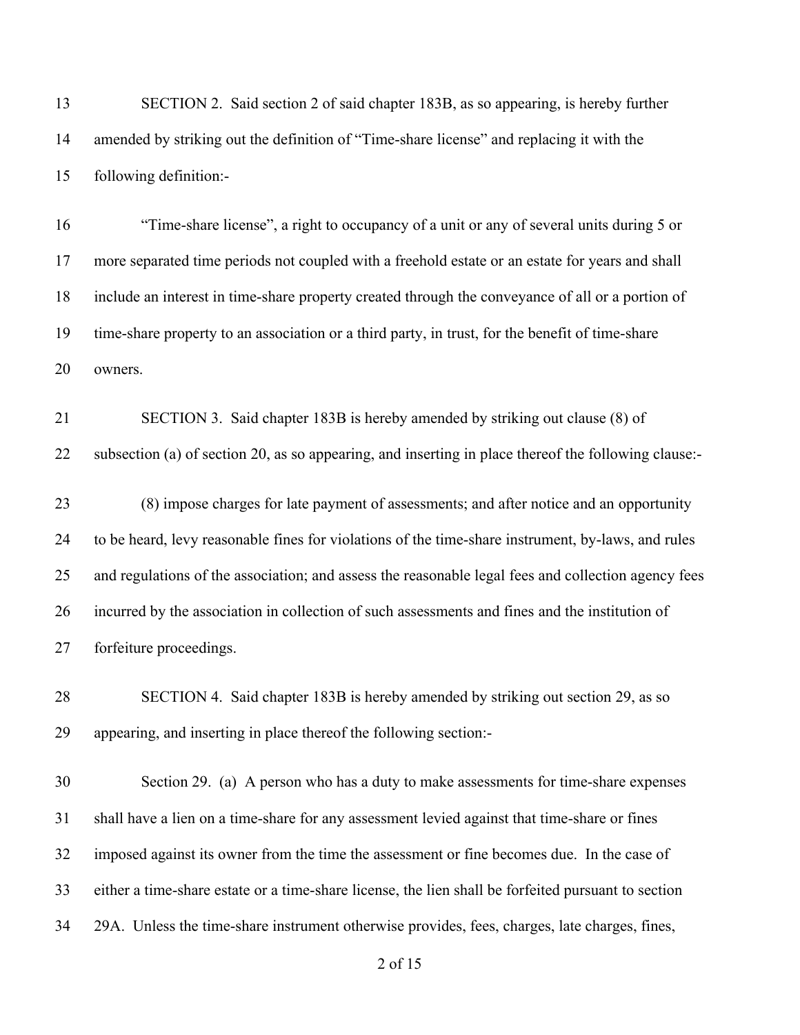SECTION 2. Said section 2 of said chapter 183B, as so appearing, is hereby further amended by striking out the definition of "Time-share license" and replacing it with the following definition:-

"Time-share license", a right to occupancy of a unit or any of several units during 5 or more separated time periods not coupled with a freehold estate or an estate for years and shall include an interest in time-share property created through the conveyance of all or a portion of time-share property to an association or a third party, in trust, for the benefit of time-share owners.

SECTION 3. Said chapter 183B is hereby amended by striking out clause (8) of subsection (a) of section 20, as so appearing, and inserting in place thereof the following clause:-

(8) impose charges for late payment of assessments; and after notice and an opportunity to be heard, levy reasonable fines for violations of the time-share instrument, by-laws, and rules and regulations of the association; and assess the reasonable legal fees and collection agency fees incurred by the association in collection of such assessments and fines and the institution of forfeiture proceedings.

SECTION 4. Said chapter 183B is hereby amended by striking out section 29, as so appearing, and inserting in place thereof the following section:-

Section 29. (a) A person who has a duty to make assessments for time-share expenses shall have a lien on a time-share for any assessment levied against that time-share or fines imposed against its owner from the time the assessment or fine becomes due. In the case of either a time-share estate or a time-share license, the lien shall be forfeited pursuant to section 29A. Unless the time-share instrument otherwise provides, fees, charges, late charges, fines,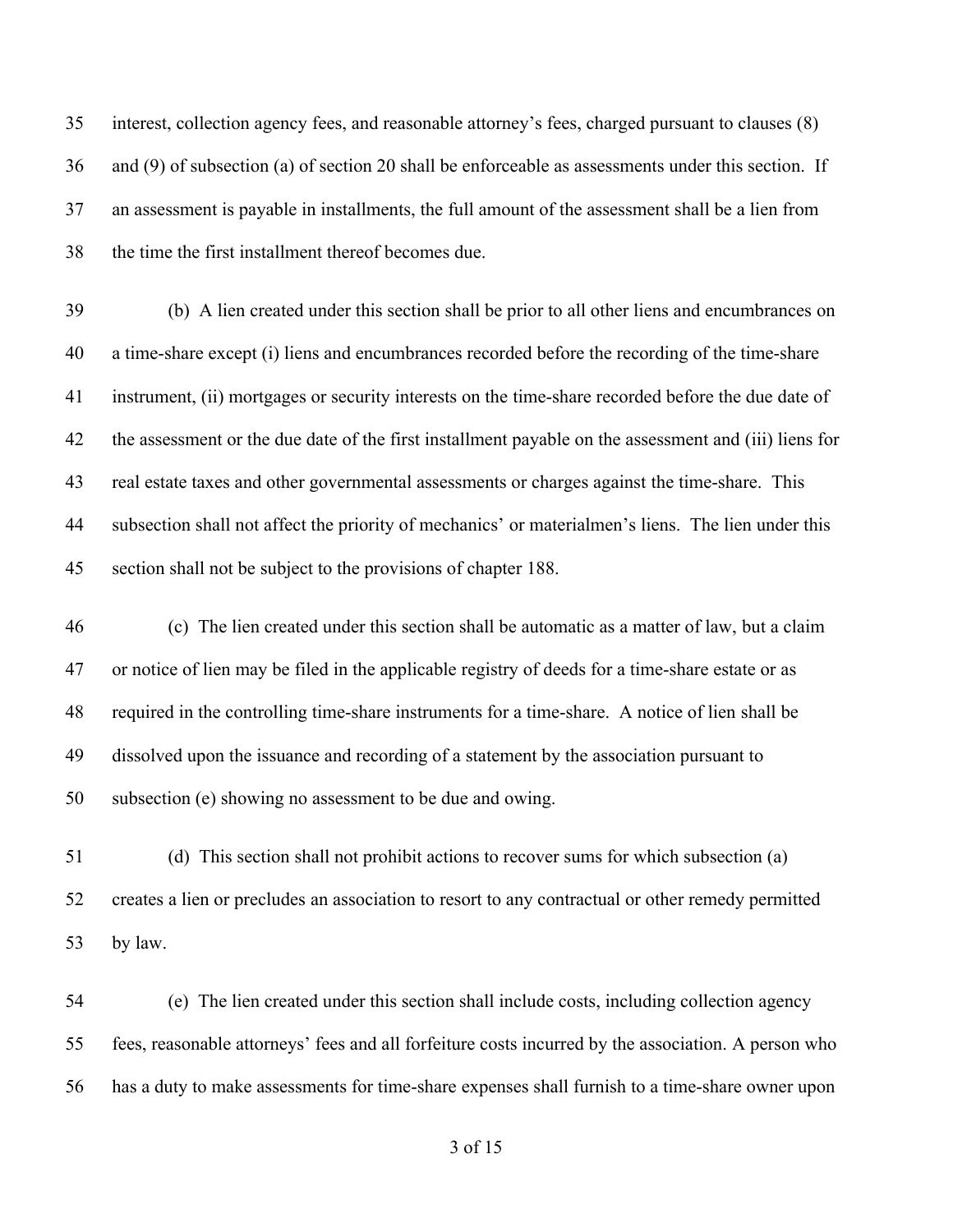interest, collection agency fees, and reasonable attorney's fees, charged pursuant to clauses (8) and (9) of subsection (a) of section 20 shall be enforceable as assessments under this section. If an assessment is payable in installments, the full amount of the assessment shall be a lien from the time the first installment thereof becomes due.

(b) A lien created under this section shall be prior to all other liens and encumbrances on a time-share except (i) liens and encumbrances recorded before the recording of the time-share instrument, (ii) mortgages or security interests on the time-share recorded before the due date of the assessment or the due date of the first installment payable on the assessment and (iii) liens for real estate taxes and other governmental assessments or charges against the time-share. This subsection shall not affect the priority of mechanics' or materialmen's liens. The lien under this section shall not be subject to the provisions of chapter 188.

(c) The lien created under this section shall be automatic as a matter of law, but a claim or notice of lien may be filed in the applicable registry of deeds for a time-share estate or as required in the controlling time-share instruments for a time-share. A notice of lien shall be dissolved upon the issuance and recording of a statement by the association pursuant to subsection (e) showing no assessment to be due and owing.

(d) This section shall not prohibit actions to recover sums for which subsection (a) creates a lien or precludes an association to resort to any contractual or other remedy permitted by law.

(e) The lien created under this section shall include costs, including collection agency fees, reasonable attorneys' fees and all forfeiture costs incurred by the association. A person who has a duty to make assessments for time-share expenses shall furnish to a time-share owner upon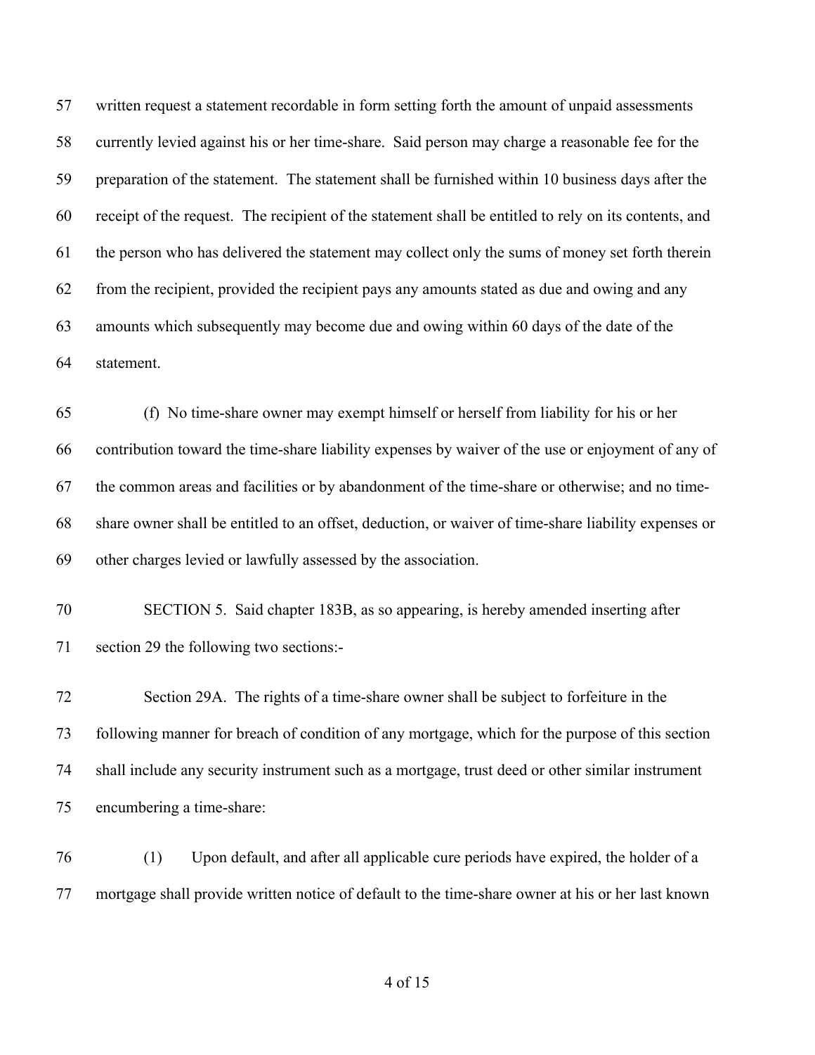written request a statement recordable in form setting forth the amount of unpaid assessments currently levied against his or her time-share. Said person may charge a reasonable fee for the preparation of the statement. The statement shall be furnished within 10 business days after the receipt of the request. The recipient of the statement shall be entitled to rely on its contents, and the person who has delivered the statement may collect only the sums of money set forth therein from the recipient, provided the recipient pays any amounts stated as due and owing and any amounts which subsequently may become due and owing within 60 days of the date of the statement.

(f) No time-share owner may exempt himself or herself from liability for his or her contribution toward the time-share liability expenses by waiver of the use or enjoyment of any of the common areas and facilities or by abandonment of the time-share or otherwise; and no time-share owner shall be entitled to an offset, deduction, or waiver of time-share liability expenses or other charges levied or lawfully assessed by the association.

SECTION 5. Said chapter 183B, as so appearing, is hereby amended inserting after section 29 the following two sections:-

Section 29A. The rights of a time-share owner shall be subject to forfeiture in the following manner for breach of condition of any mortgage, which for the purpose of this section shall include any security instrument such as a mortgage, trust deed or other similar instrument encumbering a time-share:

(1) Upon default, and after all applicable cure periods have expired, the holder of a mortgage shall provide written notice of default to the time-share owner at his or her last known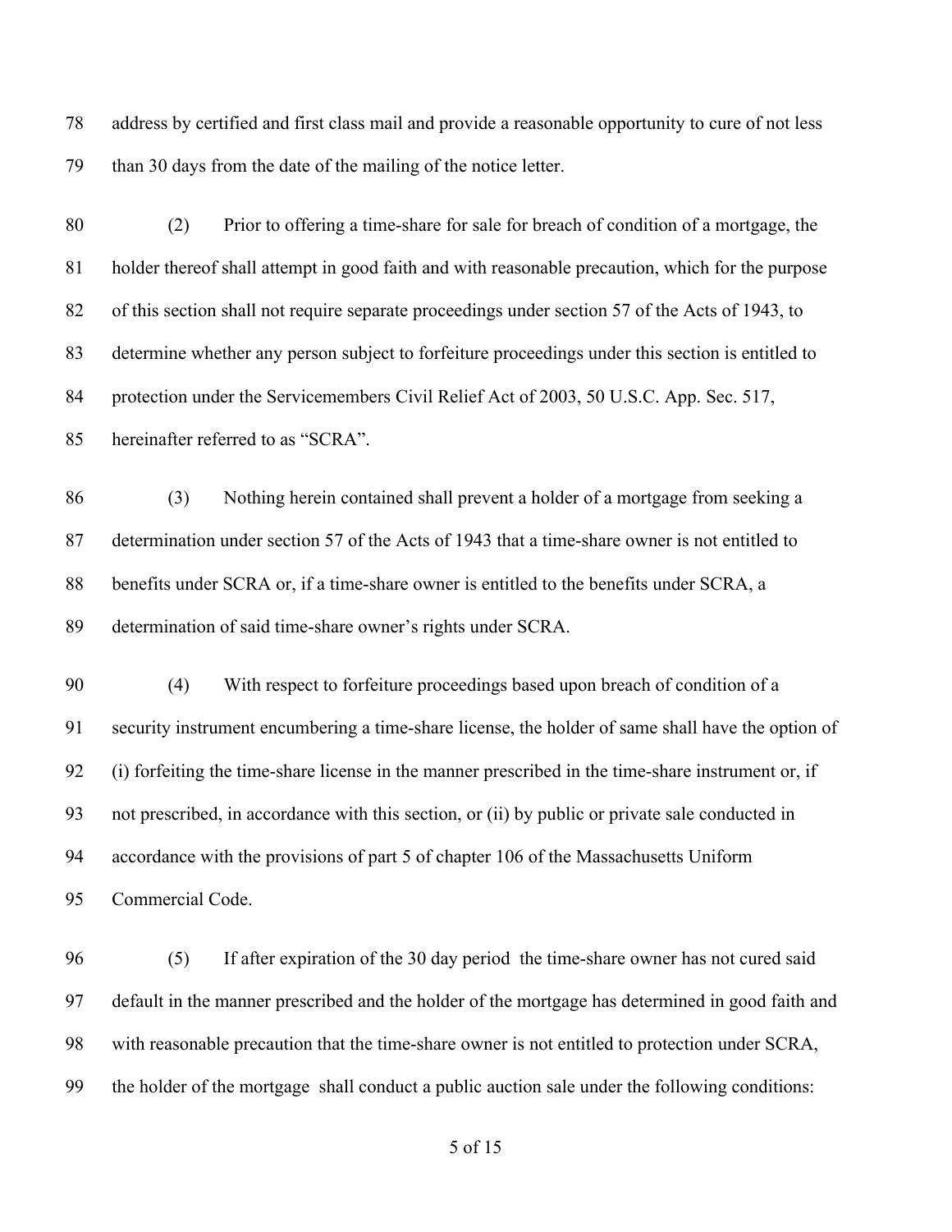address by certified and first class mail and provide a reasonable opportunity to cure of not less than 30 days from the date of the mailing of the notice letter.

(2) Prior to offering a time-share for sale for breach of condition of a mortgage, the holder thereof shall attempt in good faith and with reasonable precaution, which for the purpose of this section shall not require separate proceedings under section 57 of the Acts of 1943, to determine whether any person subject to forfeiture proceedings under this section is entitled to protection under the Servicemembers Civil Relief Act of 2003, 50 U.S.C. App. Sec. 517, hereinafter referred to as "SCRA".

(3) Nothing herein contained shall prevent a holder of a mortgage from seeking a determination under section 57 of the Acts of 1943 that a time-share owner is not entitled to benefits under SCRA or, if a time-share owner is entitled to the benefits under SCRA, a determination of said time-share owner's rights under SCRA.

(4) With respect to forfeiture proceedings based upon breach of condition of a security instrument encumbering a time-share license, the holder of same shall have the option of (i) forfeiting the time-share license in the manner prescribed in the time-share instrument or, if not prescribed, in accordance with this section, or (ii) by public or private sale conducted in accordance with the provisions of part 5 of chapter 106 of the Massachusetts Uniform Commercial Code.

(5) If after expiration of the 30 day period the time-share owner has not cured said default in the manner prescribed and the holder of the mortgage has determined in good faith and with reasonable precaution that the time-share owner is not entitled to protection under SCRA, the holder of the mortgage shall conduct a public auction sale under the following conditions: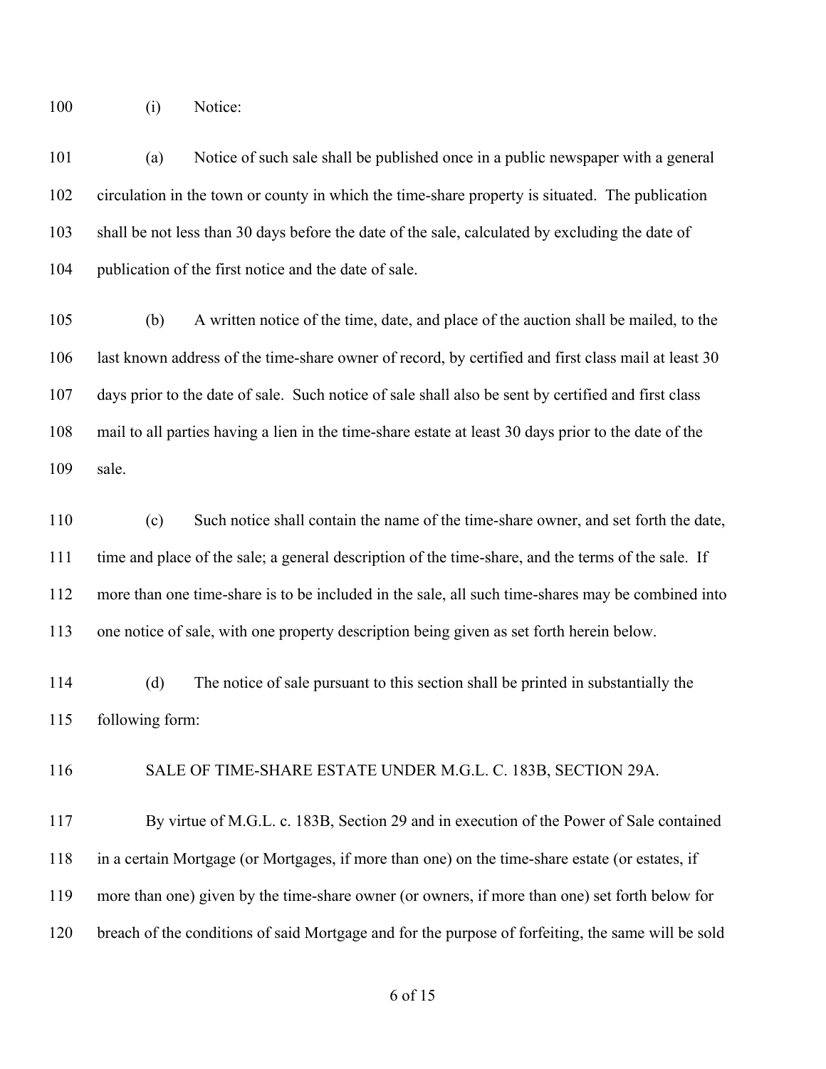(i) Notice:

(a) Notice of such sale shall be published once in a public newspaper with a general circulation in the town or county in which the time-share property is situated. The publication shall be not less than 30 days before the date of the sale, calculated by excluding the date of publication of the first notice and the date of sale.

(b) A written notice of the time, date, and place of the auction shall be mailed, to the last known address of the time-share owner of record, by certified and first class mail at least 30 days prior to the date of sale. Such notice of sale shall also be sent by certified and first class mail to all parties having a lien in the time-share estate at least 30 days prior to the date of the sale.

(c) Such notice shall contain the name of the time-share owner, and set forth the date, time and place of the sale; a general description of the time-share, and the terms of the sale. If more than one time-share is to be included in the sale, all such time-shares may be combined into one notice of sale, with one property description being given as set forth herein below.

(d) The notice of sale pursuant to this section shall be printed in substantially the following form:

SALE OF TIME-SHARE ESTATE UNDER M.G.L. C. 183B, SECTION 29A.

By virtue of M.G.L. c. 183B, Section 29 and in execution of the Power of Sale contained in a certain Mortgage (or Mortgages, if more than one) on the time-share estate (or estates, if more than one) given by the time-share owner (or owners, if more than one) set forth below for breach of the conditions of said Mortgage and for the purpose of forfeiting, the same will be sold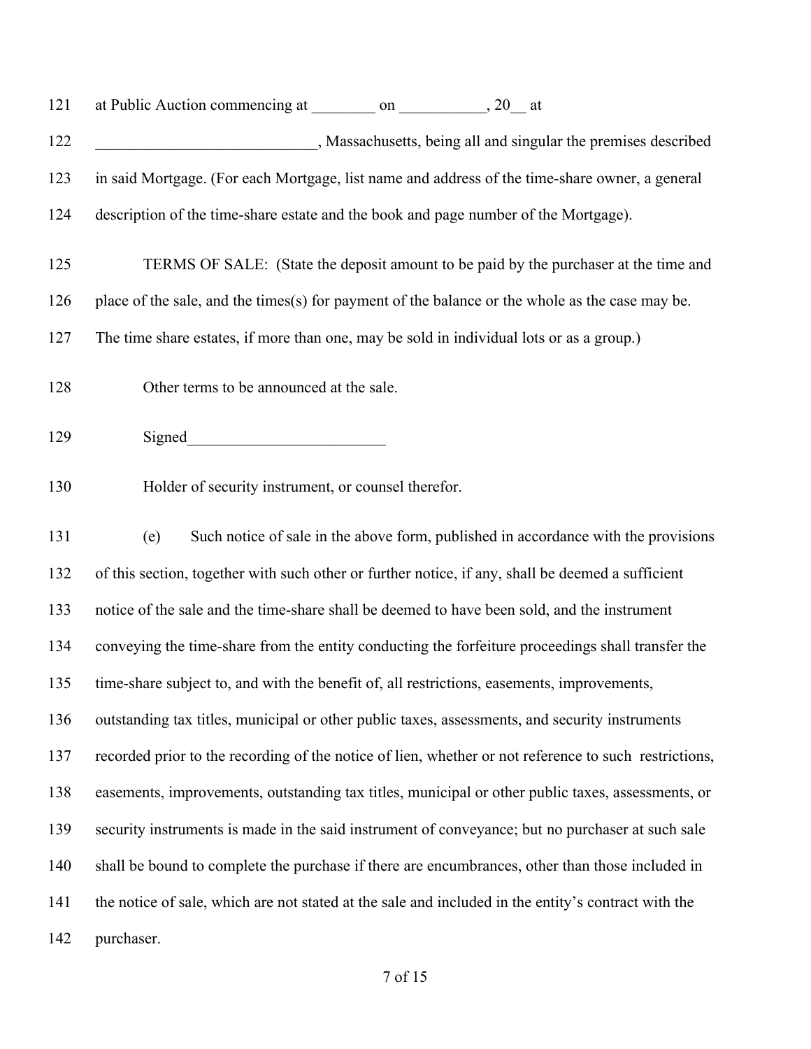at Public Auction commencing at ________ on ___________, 20__ at ____________________________, Massachusetts, being all and singular the premises described in said Mortgage. (For each Mortgage, list name and address of the time-share owner, a general description of the time-share estate and the book and page number of the Mortgage).

TERMS OF SALE: (State the deposit amount to be paid by the purchaser at the time and place of the sale, and the times(s) for payment of the balance or the whole as the case may be. The time share estates, if more than one, may be sold in individual lots or as a group.)

Other terms to be announced at the sale.

Signed_________________________

Holder of security instrument, or counsel therefor.

(e) Such notice of sale in the above form, published in accordance with the provisions of this section, together with such other or further notice, if any, shall be deemed a sufficient notice of the sale and the time-share shall be deemed to have been sold, and the instrument conveying the time-share from the entity conducting the forfeiture proceedings shall transfer the time-share subject to, and with the benefit of, all restrictions, easements, improvements, outstanding tax titles, municipal or other public taxes, assessments, and security instruments recorded prior to the recording of the notice of lien, whether or not reference to such restrictions, easements, improvements, outstanding tax titles, municipal or other public taxes, assessments, or security instruments is made in the said instrument of conveyance; but no purchaser at such sale shall be bound to complete the purchase if there are encumbrances, other than those included in the notice of sale, which are not stated at the sale and included in the entity's contract with the purchaser.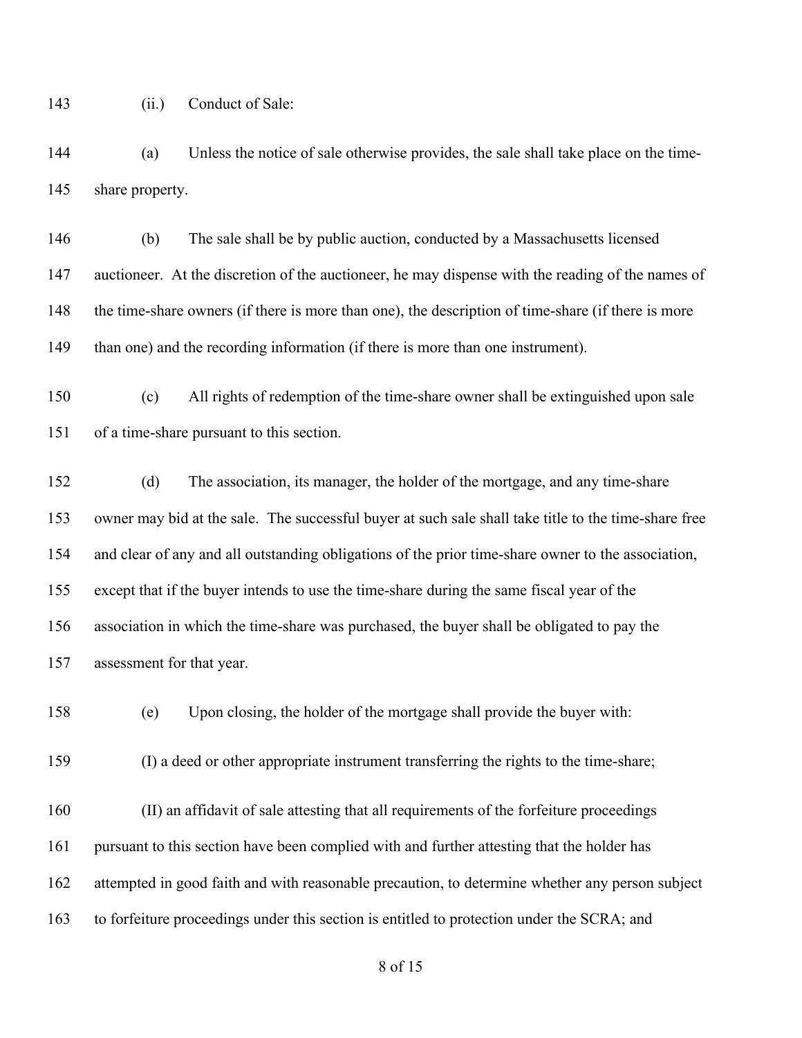(ii.) Conduct of Sale:

(a) Unless the notice of sale otherwise provides, the sale shall take place on the time-share property.

(b) The sale shall be by public auction, conducted by a Massachusetts licensed auctioneer. At the discretion of the auctioneer, he may dispense with the reading of the names of the time-share owners (if there is more than one), the description of time-share (if there is more than one) and the recording information (if there is more than one instrument).

(c) All rights of redemption of the time-share owner shall be extinguished upon sale of a time-share pursuant to this section.

(d) The association, its manager, the holder of the mortgage, and any time-share owner may bid at the sale. The successful buyer at such sale shall take title to the time-share free and clear of any and all outstanding obligations of the prior time-share owner to the association, except that if the buyer intends to use the time-share during the same fiscal year of the association in which the time-share was purchased, the buyer shall be obligated to pay the assessment for that year.

(e) Upon closing, the holder of the mortgage shall provide the buyer with:

(I) a deed or other appropriate instrument transferring the rights to the time-share;

(II) an affidavit of sale attesting that all requirements of the forfeiture proceedings pursuant to this section have been complied with and further attesting that the holder has attempted in good faith and with reasonable precaution, to determine whether any person subject to forfeiture proceedings under this section is entitled to protection under the SCRA; and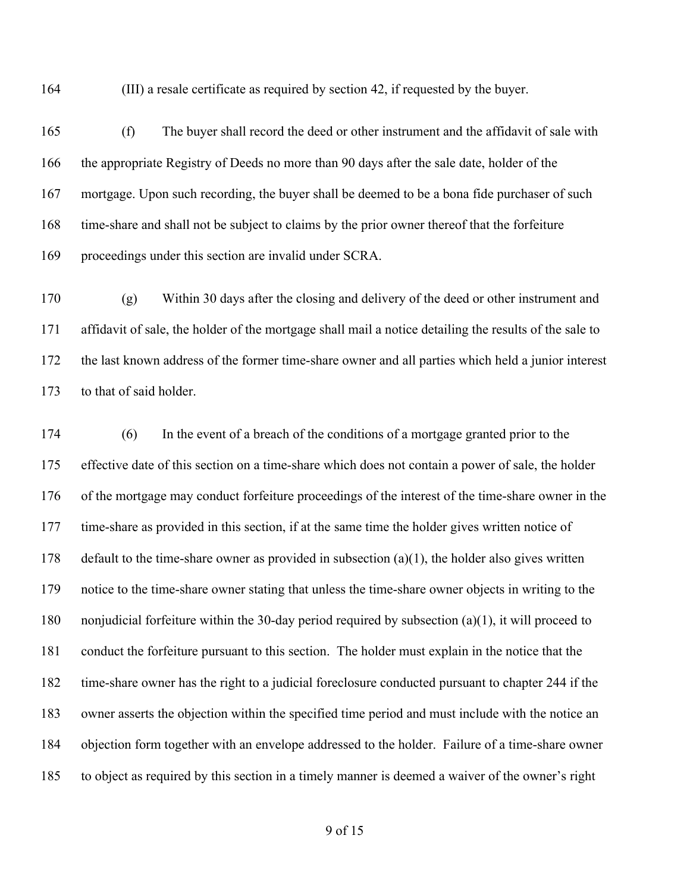(III) a resale certificate as required by section 42, if requested by the buyer.

(f) The buyer shall record the deed or other instrument and the affidavit of sale with the appropriate Registry of Deeds no more than 90 days after the sale date, holder of the mortgage. Upon such recording, the buyer shall be deemed to be a bona fide purchaser of such time-share and shall not be subject to claims by the prior owner thereof that the forfeiture proceedings under this section are invalid under SCRA.

(g) Within 30 days after the closing and delivery of the deed or other instrument and affidavit of sale, the holder of the mortgage shall mail a notice detailing the results of the sale to the last known address of the former time-share owner and all parties which held a junior interest to that of said holder.

(6) In the event of a breach of the conditions of a mortgage granted prior to the effective date of this section on a time-share which does not contain a power of sale, the holder of the mortgage may conduct forfeiture proceedings of the interest of the time-share owner in the time-share as provided in this section, if at the same time the holder gives written notice of default to the time-share owner as provided in subsection (a)(1), the holder also gives written notice to the time-share owner stating that unless the time-share owner objects in writing to the nonjudicial forfeiture within the 30-day period required by subsection (a)(1), it will proceed to conduct the forfeiture pursuant to this section. The holder must explain in the notice that the time-share owner has the right to a judicial foreclosure conducted pursuant to chapter 244 if the owner asserts the objection within the specified time period and must include with the notice an objection form together with an envelope addressed to the holder. Failure of a time-share owner to object as required by this section in a timely manner is deemed a waiver of the owner's right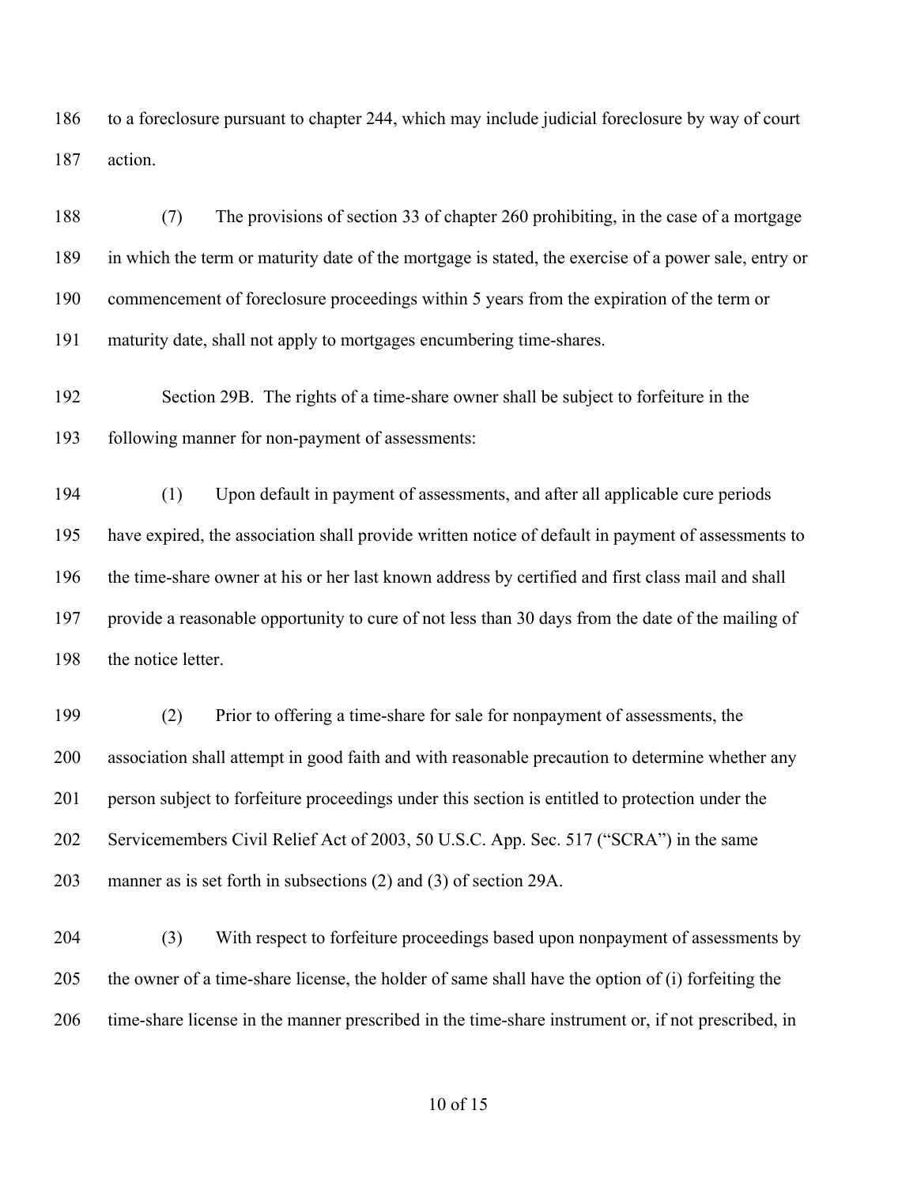to a foreclosure pursuant to chapter 244, which may include judicial foreclosure by way of court action.

(7) The provisions of section 33 of chapter 260 prohibiting, in the case of a mortgage in which the term or maturity date of the mortgage is stated, the exercise of a power sale, entry or commencement of foreclosure proceedings within 5 years from the expiration of the term or maturity date, shall not apply to mortgages encumbering time-shares.

Section 29B. The rights of a time-share owner shall be subject to forfeiture in the following manner for non-payment of assessments:

(1) Upon default in payment of assessments, and after all applicable cure periods have expired, the association shall provide written notice of default in payment of assessments to the time-share owner at his or her last known address by certified and first class mail and shall provide a reasonable opportunity to cure of not less than 30 days from the date of the mailing of the notice letter.

(2) Prior to offering a time-share for sale for nonpayment of assessments, the association shall attempt in good faith and with reasonable precaution to determine whether any person subject to forfeiture proceedings under this section is entitled to protection under the Servicemembers Civil Relief Act of 2003, 50 U.S.C. App. Sec. 517 ("SCRA") in the same manner as is set forth in subsections (2) and (3) of section 29A.

(3) With respect to forfeiture proceedings based upon nonpayment of assessments by the owner of a time-share license, the holder of same shall have the option of (i) forfeiting the time-share license in the manner prescribed in the time-share instrument or, if not prescribed, in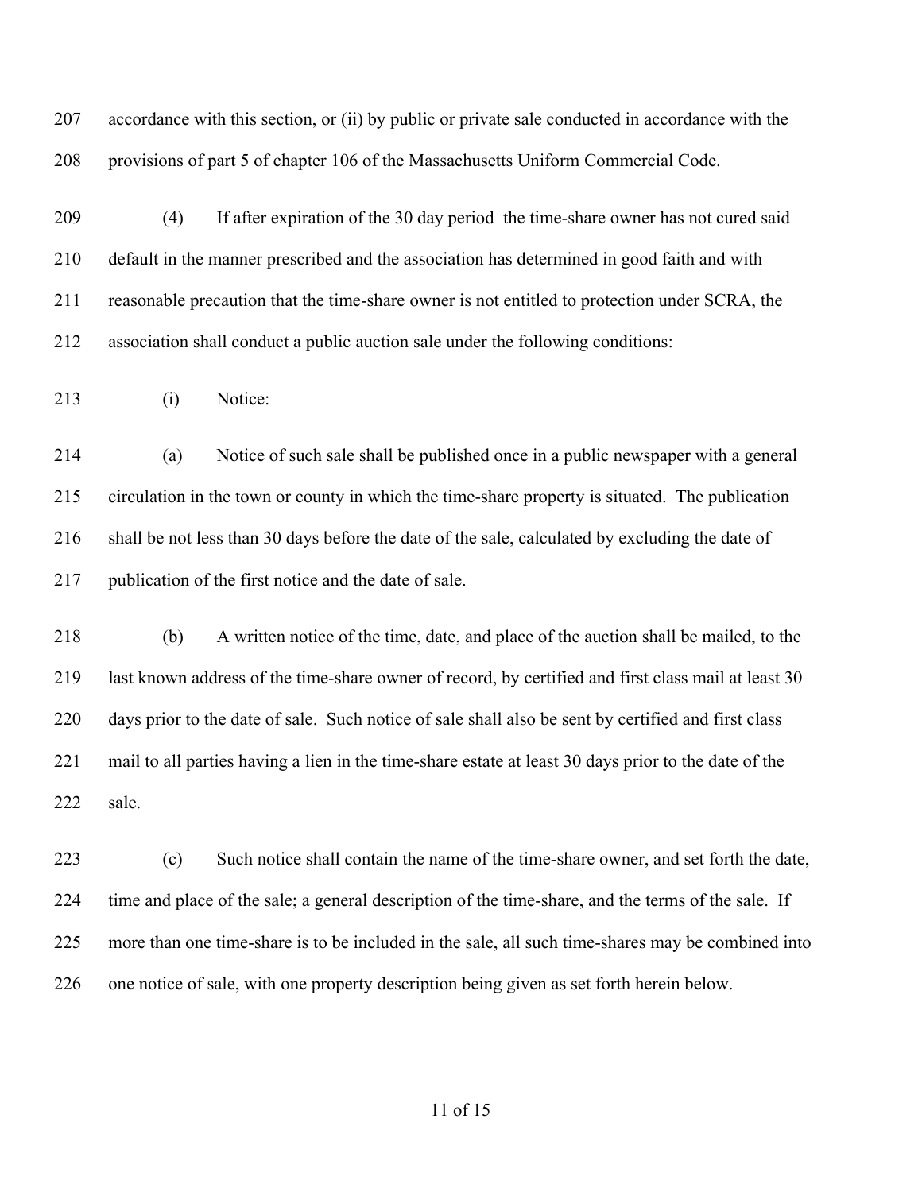accordance with this section, or (ii) by public or private sale conducted in accordance with the provisions of part 5 of chapter 106 of the Massachusetts Uniform Commercial Code.

(4) If after expiration of the 30 day period the time-share owner has not cured said default in the manner prescribed and the association has determined in good faith and with reasonable precaution that the time-share owner is not entitled to protection under SCRA, the association shall conduct a public auction sale under the following conditions:

(i) Notice:

(a) Notice of such sale shall be published once in a public newspaper with a general circulation in the town or county in which the time-share property is situated. The publication shall be not less than 30 days before the date of the sale, calculated by excluding the date of publication of the first notice and the date of sale.

(b) A written notice of the time, date, and place of the auction shall be mailed, to the last known address of the time-share owner of record, by certified and first class mail at least 30 days prior to the date of sale. Such notice of sale shall also be sent by certified and first class mail to all parties having a lien in the time-share estate at least 30 days prior to the date of the sale.

(c) Such notice shall contain the name of the time-share owner, and set forth the date, time and place of the sale; a general description of the time-share, and the terms of the sale. If more than one time-share is to be included in the sale, all such time-shares may be combined into one notice of sale, with one property description being given as set forth herein below.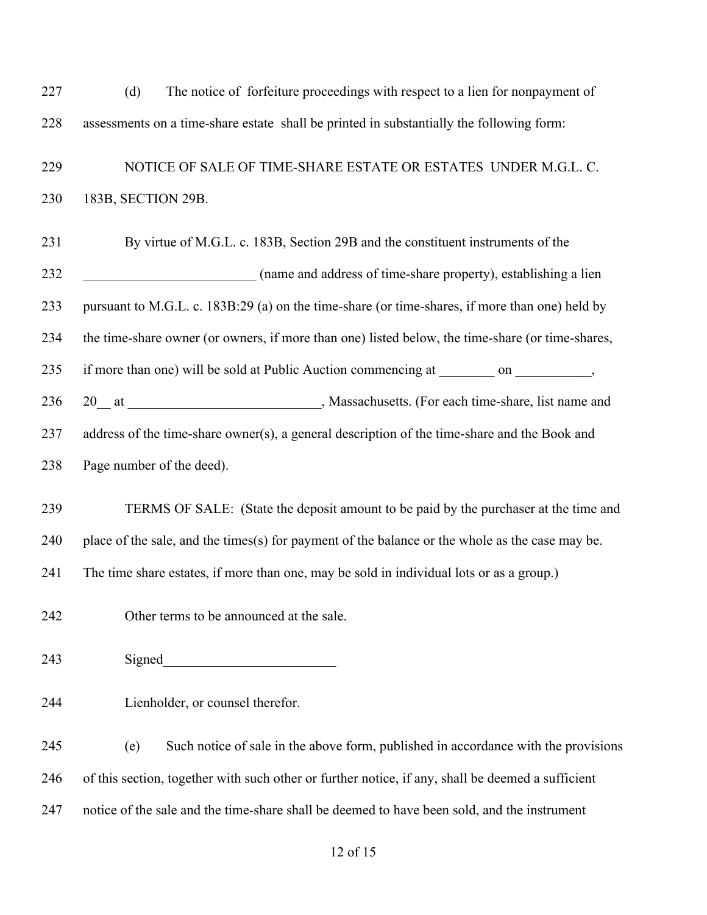(d) The notice of forfeiture proceedings with respect to a lien for nonpayment of assessments on a time-share estate shall be printed in substantially the following form:

NOTICE OF SALE OF TIME-SHARE ESTATE OR ESTATES UNDER M.G.L. C. 183B, SECTION 29B.

By virtue of M.G.L. c. 183B, Section 29B and the constituent instruments of the _________________________ (name and address of time-share property), establishing a lien pursuant to M.G.L. c. 183B:29 (a) on the time-share (or time-shares, if more than one) held by the time-share owner (or owners, if more than one) listed below, the time-share (or time-shares, if more than one) will be sold at Public Auction commencing at ________ on ___________, 20__ at ____________________________, Massachusetts. (For each time-share, list name and address of the time-share owner(s), a general description of the time-share and the Book and Page number of the deed).

TERMS OF SALE: (State the deposit amount to be paid by the purchaser at the time and place of the sale, and the times(s) for payment of the balance or the whole as the case may be. The time share estates, if more than one, may be sold in individual lots or as a group.)

Other terms to be announced at the sale.

Signed_________________________

Lienholder, or counsel therefor.

(e) Such notice of sale in the above form, published in accordance with the provisions of this section, together with such other or further notice, if any, shall be deemed a sufficient notice of the sale and the time-share shall be deemed to have been sold, and the instrument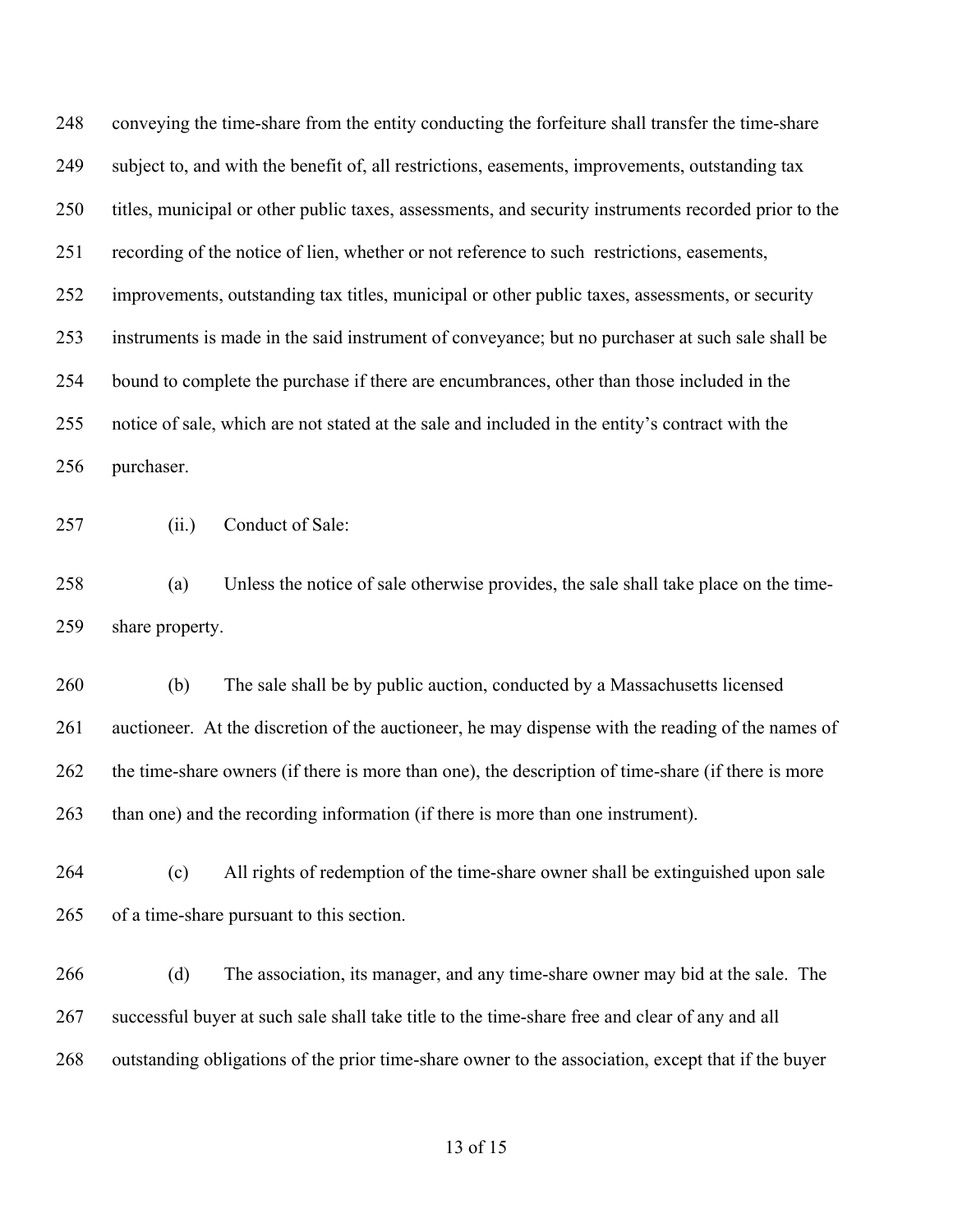conveying the time-share from the entity conducting the forfeiture shall transfer the time-share subject to, and with the benefit of, all restrictions, easements, improvements, outstanding tax titles, municipal or other public taxes, assessments, and security instruments recorded prior to the recording of the notice of lien, whether or not reference to such restrictions, easements, improvements, outstanding tax titles, municipal or other public taxes, assessments, or security instruments is made in the said instrument of conveyance; but no purchaser at such sale shall be bound to complete the purchase if there are encumbrances, other than those included in the notice of sale, which are not stated at the sale and included in the entity's contract with the purchaser.

(ii.) Conduct of Sale:

(a) Unless the notice of sale otherwise provides, the sale shall take place on the time-share property.

(b) The sale shall be by public auction, conducted by a Massachusetts licensed auctioneer. At the discretion of the auctioneer, he may dispense with the reading of the names of the time-share owners (if there is more than one), the description of time-share (if there is more than one) and the recording information (if there is more than one instrument).

(c) All rights of redemption of the time-share owner shall be extinguished upon sale of a time-share pursuant to this section.

(d) The association, its manager, and any time-share owner may bid at the sale. The successful buyer at such sale shall take title to the time-share free and clear of any and all outstanding obligations of the prior time-share owner to the association, except that if the buyer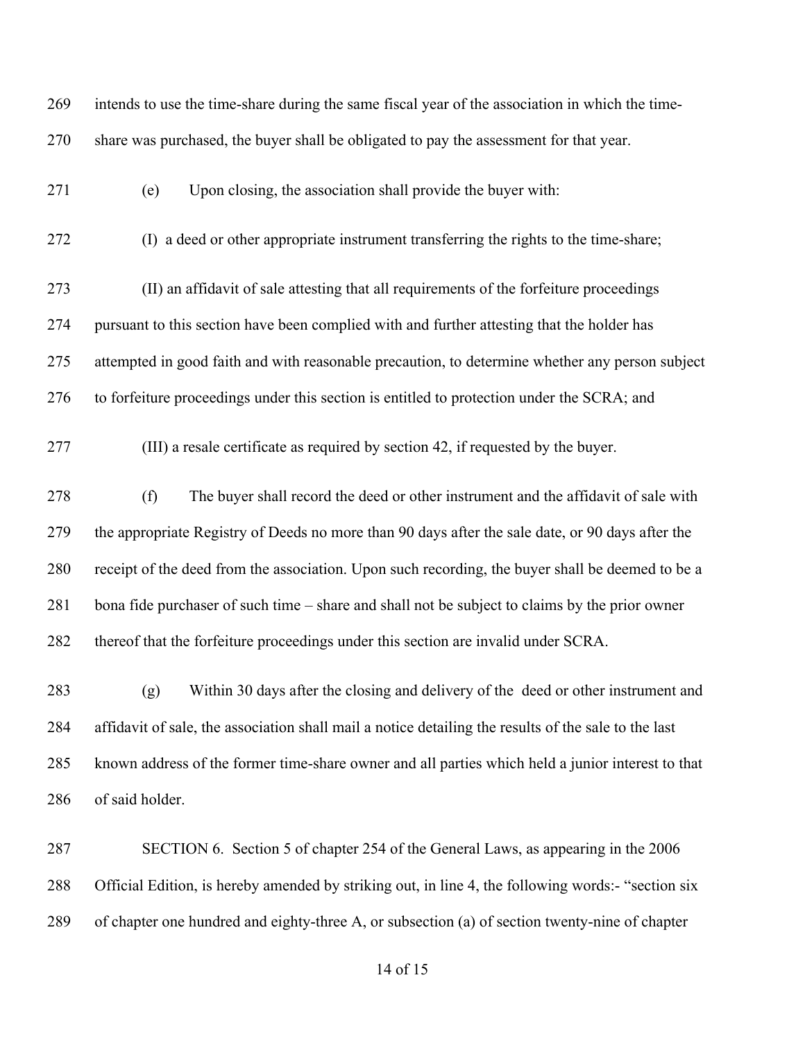intends to use the time-share during the same fiscal year of the association in which the time-share was purchased, the buyer shall be obligated to pay the assessment for that year.

(e) Upon closing, the association shall provide the buyer with:

(I) a deed or other appropriate instrument transferring the rights to the time-share;

(II) an affidavit of sale attesting that all requirements of the forfeiture proceedings pursuant to this section have been complied with and further attesting that the holder has attempted in good faith and with reasonable precaution, to determine whether any person subject to forfeiture proceedings under this section is entitled to protection under the SCRA; and

(III) a resale certificate as required by section 42, if requested by the buyer.

(f) The buyer shall record the deed or other instrument and the affidavit of sale with the appropriate Registry of Deeds no more than 90 days after the sale date, or 90 days after the receipt of the deed from the association. Upon such recording, the buyer shall be deemed to be a bona fide purchaser of such time – share and shall not be subject to claims by the prior owner thereof that the forfeiture proceedings under this section are invalid under SCRA.

(g) Within 30 days after the closing and delivery of the deed or other instrument and affidavit of sale, the association shall mail a notice detailing the results of the sale to the last known address of the former time-share owner and all parties which held a junior interest to that of said holder.

SECTION 6. Section 5 of chapter 254 of the General Laws, as appearing in the 2006 Official Edition, is hereby amended by striking out, in line 4, the following words:- "section six of chapter one hundred and eighty-three A, or subsection (a) of section twenty-nine of chapter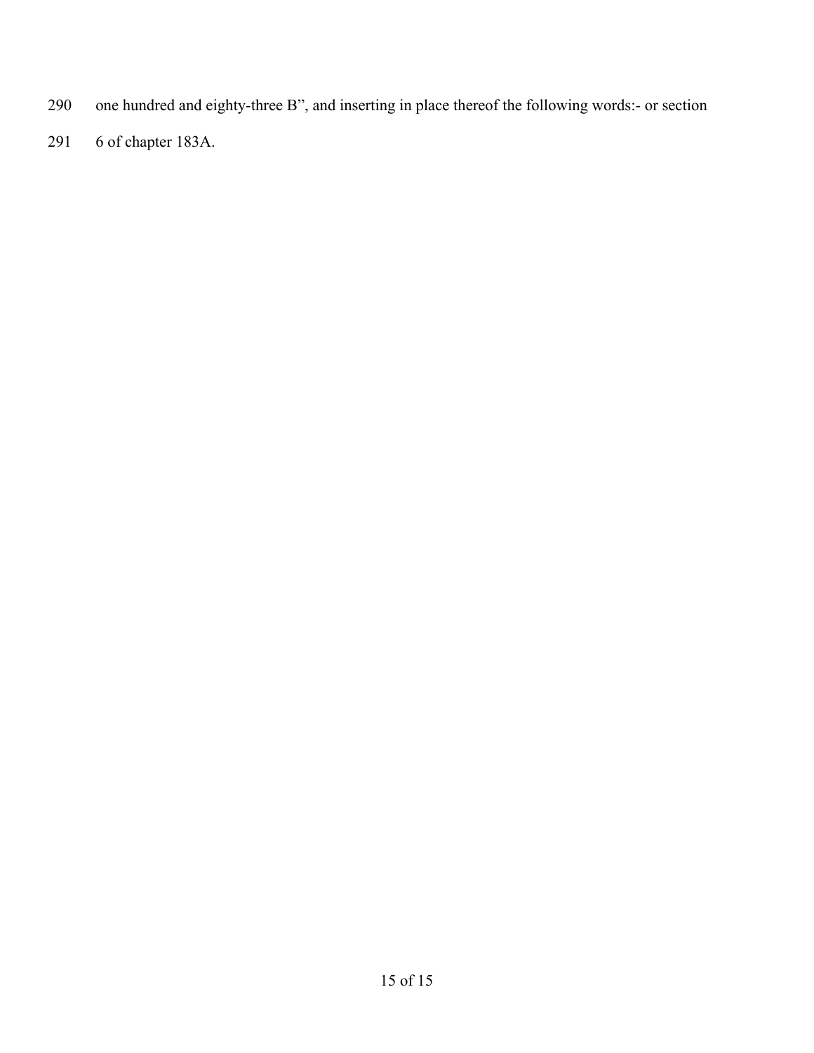290 one hundred and eighty-three B", and inserting in place thereof the following words:- or section

291 6 of chapter 183A.